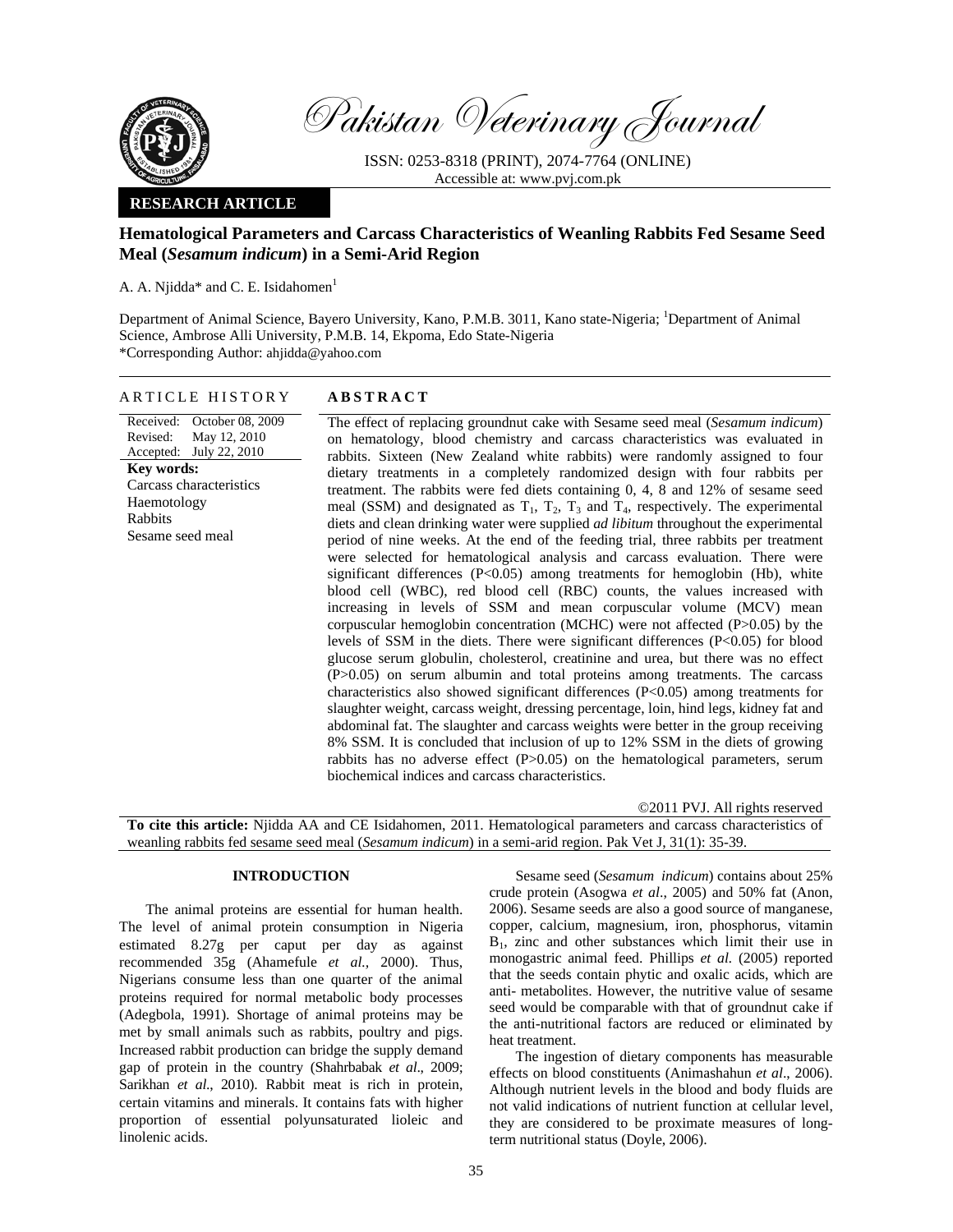Pakistan Veterinary Journal

ISSN: 0253-8318 (PRINT), 2074-7764 (ONLINE)
Accessible at: www.pvj.com.pk

**RESEARCH ARTICLE**

# Hematological Parameters and Carcass Characteristics of Weanling Rabbits Fed Sesame Seed Meal (*Sesamum indicum*) in a Semi-Arid Region

A. A. Njidda* and C. E. Isidahomen[1]

Department of Animal Science, Bayero University, Kano, P.M.B. 3011, Kano state-Nigeria; [1]Department of Animal Science, Ambrose Alli University, P.M.B. 14, Ekpoma, Edo State-Nigeria
*Corresponding Author: ahjidda@yahoo.com

## ARTICLE HISTORY

Received: October 08, 2009
Revised: May 12, 2010
Accepted: July 22, 2010

**Key words:**
Carcass characteristics
Haemotology
Rabbits
Sesame seed meal

## ABSTRACT

The effect of replacing groundnut cake with Sesame seed meal (*Sesamum indicum*) on hematology, blood chemistry and carcass characteristics was evaluated in rabbits. Sixteen (New Zealand white rabbits) were randomly assigned to four dietary treatments in a completely randomized design with four rabbits per treatment. The rabbits were fed diets containing 0, 4, 8 and 12% of sesame seed meal (SSM) and designated as $T_1$, $T_2$, $T_3$ and $T_4$, respectively. The experimental diets and clean drinking water were supplied *ad libitum* throughout the experimental period of nine weeks. At the end of the feeding trial, three rabbits per treatment were selected for hematological analysis and carcass evaluation. There were significant differences ($P<0.05$) among treatments for hemoglobin (Hb), white blood cell (WBC), red blood cell (RBC) counts, the values increased with increasing in levels of SSM and mean corpuscular volume (MCV) mean corpuscular hemoglobin concentration (MCHC) were not affected ($P>0.05$) by the levels of SSM in the diets. There were significant differences ($P<0.05$) for blood glucose serum globulin, cholesterol, creatinine and urea, but there was no effect ($P>0.05$) on serum albumin and total proteins among treatments. The carcass characteristics also showed significant differences ($P<0.05$) among treatments for slaughter weight, carcass weight, dressing percentage, loin, hind legs, kidney fat and abdominal fat. The slaughter and carcass weights were better in the group receiving 8% SSM. It is concluded that inclusion of up to 12% SSM in the diets of growing rabbits has no adverse effect ($P>0.05$) on the hematological parameters, serum biochemical indices and carcass characteristics.

©2011 PVJ. All rights reserved

**To cite this article:** Njidda AA and CE Isidahomen, 2011. Hematological parameters and carcass characteristics of weanling rabbits fed sesame seed meal (*Sesamum indicum*) in a semi-arid region. Pak Vet J, 31(1): 35-39.

## INTRODUCTION

The animal proteins are essential for human health. The level of animal protein consumption in Nigeria estimated 8.27g per caput per day as against recommended 35g (Ahamefule *et al.,* 2000). Thus, Nigerians consume less than one quarter of the animal proteins required for normal metabolic body processes (Adegbola, 1991). Shortage of animal proteins may be met by small animals such as rabbits, poultry and pigs. Increased rabbit production can bridge the supply demand gap of protein in the country (Shahrbabak *et al*., 2009; Sarikhan *et al*., 2010). Rabbit meat is rich in protein, certain vitamins and minerals. It contains fats with higher proportion of essential polyunsaturated lioleic and linolenic acids.

Sesame seed (*Sesamum indicum*) contains about 25% crude protein (Asogwa *et al*., 2005) and 50% fat (Anon, 2006). Sesame seeds are also a good source of manganese, copper, calcium, magnesium, iron, phosphorus, vitamin $B_1$, zinc and other substances which limit their use in monogastric animal feed. Phillips *et al.* (2005) reported that the seeds contain phytic and oxalic acids, which are anti- metabolites. However, the nutritive value of sesame seed would be comparable with that of groundnut cake if the anti-nutritional factors are reduced or eliminated by heat treatment.

The ingestion of dietary components has measurable effects on blood constituents (Animashahun *et al*., 2006). Although nutrient levels in the blood and body fluids are not valid indications of nutrient function at cellular level, they are considered to be proximate measures of long-term nutritional status (Doyle, 2006).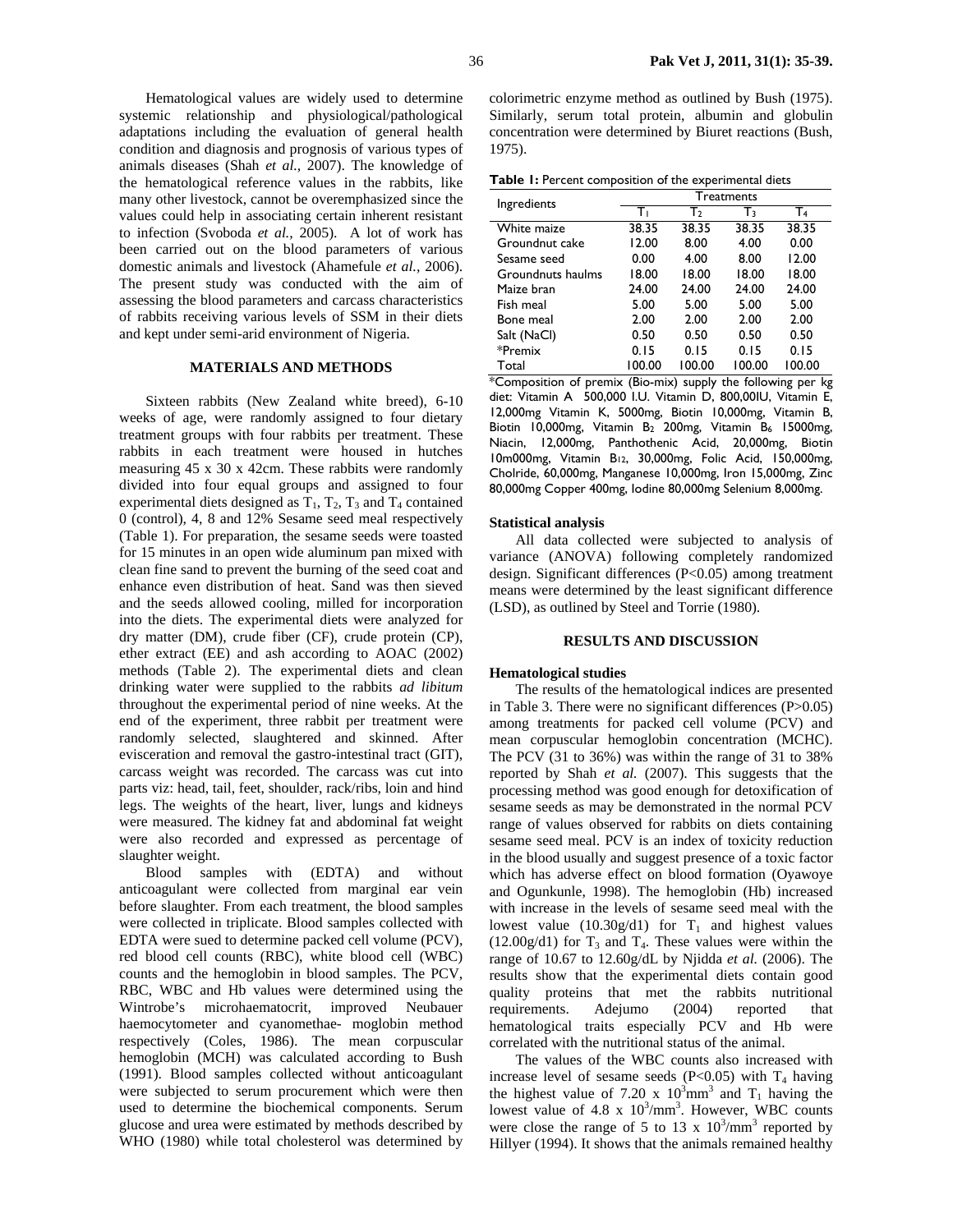Hematological values are widely used to determine systemic relationship and physiological/pathological adaptations including the evaluation of general health condition and diagnosis and prognosis of various types of animals diseases (Shah *et al.,* 2007). The knowledge of the hematological reference values in the rabbits, like many other livestock, cannot be overemphasized since the values could help in associating certain inherent resistant to infection (Svoboda *et al.,* 2005). A lot of work has been carried out on the blood parameters of various domestic animals and livestock (Ahamefule *et al.*, 2006). The present study was conducted with the aim of assessing the blood parameters and carcass characteristics of rabbits receiving various levels of SSM in their diets and kept under semi-arid environment of Nigeria.

## MATERIALS AND METHODS

Sixteen rabbits (New Zealand white breed), 6-10 weeks of age, were randomly assigned to four dietary treatment groups with four rabbits per treatment. These rabbits in each treatment were housed in hutches measuring 45 x 30 x 42cm. These rabbits were randomly divided into four equal groups and assigned to four experimental diets designed as $T_1$, $T_2$, $T_3$ and $T_4$ contained 0 (control), 4, 8 and 12% Sesame seed meal respectively (Table 1). For preparation, the sesame seeds were toasted for 15 minutes in an open wide aluminum pan mixed with clean fine sand to prevent the burning of the seed coat and enhance even distribution of heat. Sand was then sieved and the seeds allowed cooling, milled for incorporation into the diets. The experimental diets were analyzed for dry matter (DM), crude fiber (CF), crude protein (CP), ether extract (EE) and ash according to AOAC (2002) methods (Table 2). The experimental diets and clean drinking water were supplied to the rabbits *ad libitum* throughout the experimental period of nine weeks. At the end of the experiment, three rabbit per treatment were randomly selected, slaughtered and skinned. After evisceration and removal the gastro-intestinal tract (GIT), carcass weight was recorded. The carcass was cut into parts viz: head, tail, feet, shoulder, rack/ribs, loin and hind legs. The weights of the heart, liver, lungs and kidneys were measured. The kidney fat and abdominal fat weight were also recorded and expressed as percentage of slaughter weight.

Blood samples with (EDTA) and without anticoagulant were collected from marginal ear vein before slaughter. From each treatment, the blood samples were collected in triplicate. Blood samples collected with EDTA were sued to determine packed cell volume (PCV), red blood cell counts (RBC), white blood cell (WBC) counts and the hemoglobin in blood samples. The PCV, RBC, WBC and Hb values were determined using the Wintrobe's microhaematocrit, improved Neubauer haemocytometer and cyanomethae- moglobin method respectively (Coles, 1986). The mean corpuscular hemoglobin (MCH) was calculated according to Bush (1991). Blood samples collected without anticoagulant were subjected to serum procurement which were then used to determine the biochemical components. Serum glucose and urea were estimated by methods described by WHO (1980) while total cholesterol was determined by colorimetric enzyme method as outlined by Bush (1975). Similarly, serum total protein, albumin and globulin concentration were determined by Biuret reactions (Bush, 1975).

**Table 1:** Percent composition of the experimental diets

| Ingredients | Treatments | | | |
|---|---|---|---|---|
| | $T_1$ | $T_2$ | $T_3$ | $T_4$ |
| White maize | 38.35 | 38.35 | 38.35 | 38.35 |
| Groundnut cake | 12.00 | 8.00 | 4.00 | 0.00 |
| Sesame seed | 0.00 | 4.00 | 8.00 | 12.00 |
| Groundnuts haulms | 18.00 | 18.00 | 18.00 | 18.00 |
| Maize bran | 24.00 | 24.00 | 24.00 | 24.00 |
| Fish meal | 5.00 | 5.00 | 5.00 | 5.00 |
| Bone meal | 2.00 | 2.00 | 2.00 | 2.00 |
| Salt (NaCl) | 0.50 | 0.50 | 0.50 | 0.50 |
| *Premix | 0.15 | 0.15 | 0.15 | 0.15 |
| Total | 100.00 | 100.00 | 100.00 | 100.00 |

*Composition of premix (Bio-mix) supply the following per kg diet: Vitamin A 500,000 I.U. Vitamin D, 800,00IU, Vitamin E, 12,000mg Vitamin K, 5000mg, Biotin 10,000mg, Vitamin B, Biotin 10,000mg, Vitamin $B_2$ 200mg, Vitamin $B_6$ 15000mg, Niacin, 12,000mg, Panthothenic Acid, 20,000mg, Biotin 10m000mg, Vitamin $B_{12}$, 30,000mg, Folic Acid, 150,000mg, Cholride, 60,000mg, Manganese 10,000mg, Iron 15,000mg, Zinc 80,000mg Copper 400mg, Iodine 80,000mg Selenium 8,000mg.

### Statistical analysis

All data collected were subjected to analysis of variance (ANOVA) following completely randomized design. Significant differences ($P<0.05$) among treatment means were determined by the least significant difference (LSD), as outlined by Steel and Torrie (1980).

## RESULTS AND DISCUSSION

### Hematological studies

The results of the hematological indices are presented in Table 3. There were no significant differences ($P>0.05$) among treatments for packed cell volume (PCV) and mean corpuscular hemoglobin concentration (MCHC). The PCV (31 to 36%) was within the range of 31 to 38% reported by Shah *et al.* (2007). This suggests that the processing method was good enough for detoxification of sesame seeds as may be demonstrated in the normal PCV range of values observed for rabbits on diets containing sesame seed meal. PCV is an index of toxicity reduction in the blood usually and suggest presence of a toxic factor which has adverse effect on blood formation (Oyawoye and Ogunkunle, 1998). The hemoglobin (Hb) increased with increase in the levels of sesame seed meal with the lowest value (10.30g/d1) for $T_1$ and highest values (12.00g/d1) for $T_3$ and $T_4$. These values were within the range of 10.67 to 12.60g/dL by Njidda *et al.* (2006). The results show that the experimental diets contain good quality proteins that met the rabbits nutritional requirements. Adejumo (2004) reported that hematological traits especially PCV and Hb were correlated with the nutritional status of the animal.

The values of the WBC counts also increased with increase level of sesame seeds ($P<0.05$) with $T_4$ having the highest value of 7.20 x $10^3$mm$^3$ and $T_1$ having the lowest value of 4.8 x $10^3$/mm$^3$. However, WBC counts were close the range of 5 to 13 x $10^3$/mm$^3$ reported by Hillyer (1994). It shows that the animals remained healthy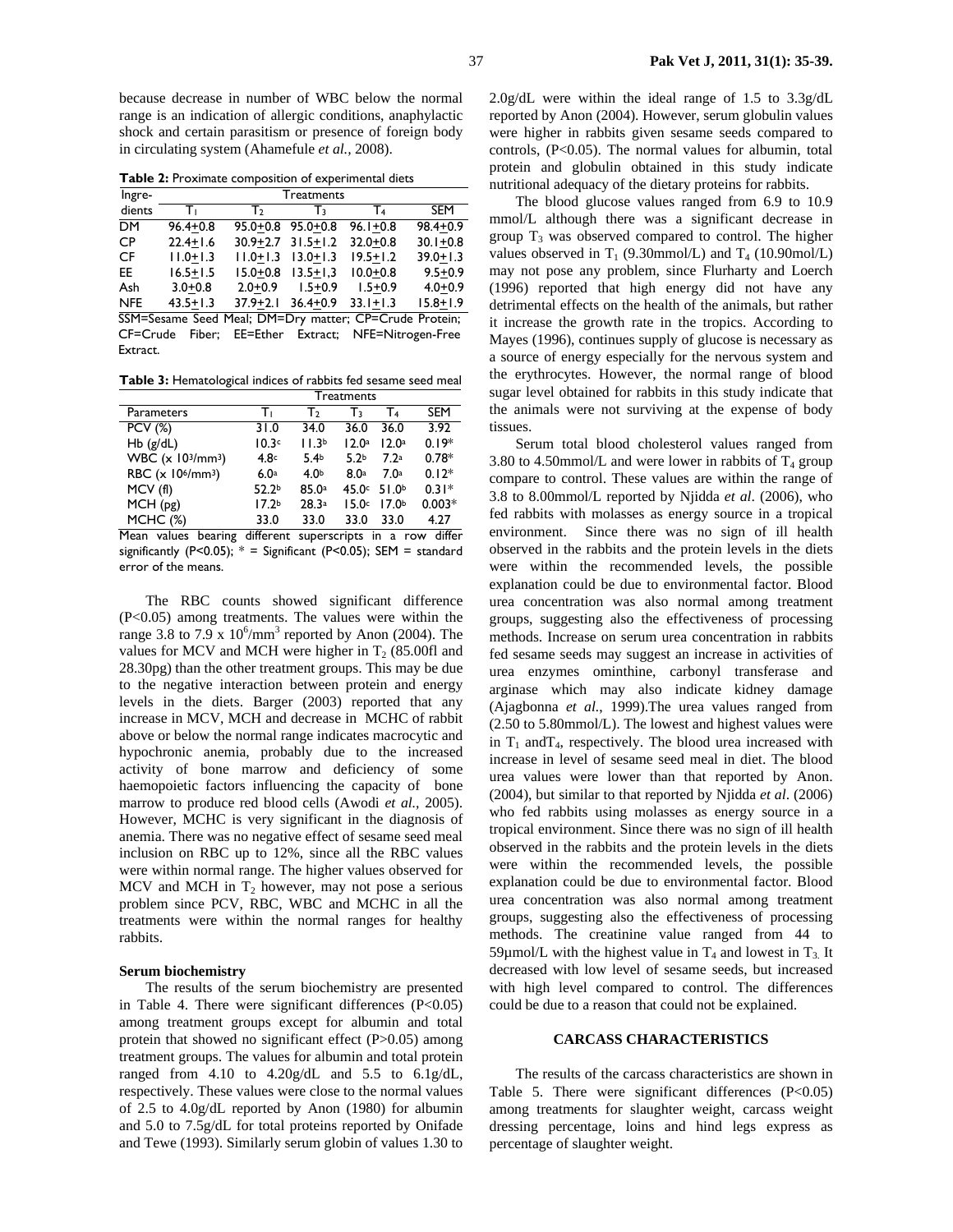because decrease in number of WBC below the normal range is an indication of allergic conditions, anaphylactic shock and certain parasitism or presence of foreign body in circulating system (Ahamefule *et al.,* 2008).

**Table 2:** Proximate composition of experimental diets

| Ingre-dients | Treatments | | | | |
|---|---|---|---|---|---|
| | $T_1$ | $T_2$ | $T_3$ | $T_4$ | SEM |
| DM | 96.4±0.8 | 95.0±0.8 | 95.0±0.8 | 96.1±0.8 | 98.4±0.9 |
| CP | 22.4±1.6 | 30.9±2.7 | 31.5±1.2 | 32.0±0.8 | 30.1±0.8 |
| CF | 11.0±1.3 | 11.0±1.3 | 13.0±1.3 | 19.5±1.2 | 39.0±1.3 |
| EE | 16.5±1.5 | 15.0±0.8 | 13.5±1,3 | 10.0±0.8 | 9.5±0.9 |
| Ash | 3.0±0.8 | 2.0±0.9 | 1.5±0.9 | 1.5±0.9 | 4.0±0.9 |
| NFE | 43.5±1.3 | 37.9±2.1 | 36.4±0.9 | 33.1±1.3 | 15.8±1.9 |

SSM=Sesame Seed Meal; DM=Dry matter; CP=Crude Protein; CF=Crude Fiber; EE=Ether Extract; NFE=Nitrogen-Free Extract.

**Table 3:** Hematological indices of rabbits fed sesame seed meal

| Parameters | Treatments | | | | |
|---|---|---|---|---|---|
| | $T_1$ | $T_2$ | $T_3$ | $T_4$ | SEM |
| PCV (%) | 31.0 | 34.0 | 36.0 | 36.0 | 3.92 |
| Hb (g/dL) | 10.3[c] | 11.3[b] | 12.0[a] | 12.0[a] | 0.19* |
| WBC (x $10^3$/mm$^3$) | 4.8[c] | 5.4[b] | 5.2[b] | 7.2[a] | 0.78* |
| RBC (x $10^6$/mm$^3$) | 6.0[a] | 4.0[b] | 8.0[a] | 7.0[a] | 0.12* |
| MCV (fl) | 52.2[b] | 85.0[a] | 45.0[c] | 51.0[b] | 0.31* |
| MCH (pg) | 17.2[b] | 28.3[a] | 15.0[c] | 17.0[b] | 0.003* |
| MCHC (%) | 33.0 | 33.0 | 33.0 | 33.0 | 4.27 |

Mean values bearing different superscripts in a row differ significantly ($P<0.05$); * = Significant ($P<0.05$); SEM = standard error of the means.

The RBC counts showed significant difference ($P<0.05$) among treatments. The values were within the range 3.8 to 7.9 x $10^6$/mm$^3$ reported by Anon (2004). The values for MCV and MCH were higher in $T_2$ (85.00fl and 28.30pg) than the other treatment groups. This may be due to the negative interaction between protein and energy levels in the diets. Barger (2003) reported that any increase in MCV, MCH and decrease in MCHC of rabbit above or below the normal range indicates macrocytic and hypochronic anemia, probably due to the increased activity of bone marrow and deficiency of some haemopoietic factors influencing the capacity of bone marrow to produce red blood cells (Awodi *et al.,* 2005). However, MCHC is very significant in the diagnosis of anemia. There was no negative effect of sesame seed meal inclusion on RBC up to 12%, since all the RBC values were within normal range. The higher values observed for MCV and MCH in $T_2$ however, may not pose a serious problem since PCV, RBC, WBC and MCHC in all the treatments were within the normal ranges for healthy rabbits.

**Serum biochemistry**

The results of the serum biochemistry are presented in Table 4. There were significant differences ($P<0.05$) among treatment groups except for albumin and total protein that showed no significant effect ($P>0.05$) among treatment groups. The values for albumin and total protein ranged from 4.10 to 4.20g/dL and 5.5 to 6.1g/dL, respectively. These values were close to the normal values of 2.5 to 4.0g/dL reported by Anon (1980) for albumin and 5.0 to 7.5g/dL for total proteins reported by Onifade and Tewe (1993). Similarly serum globin of values 1.30 to 2.0g/dL were within the ideal range of 1.5 to 3.3g/dL reported by Anon (2004). However, serum globulin values were higher in rabbits given sesame seeds compared to controls, ($P<0.05$). The normal values for albumin, total protein and globulin obtained in this study indicate nutritional adequacy of the dietary proteins for rabbits.

The blood glucose values ranged from 6.9 to 10.9 mmol/L although there was a significant decrease in group $T_3$ was observed compared to control. The higher values observed in $T_1$ (9.30mmol/L) and $T_4$ (10.90mol/L) may not pose any problem, since Flurharty and Loerch (1996) reported that high energy did not have any detrimental effects on the health of the animals, but rather it increase the growth rate in the tropics. According to Mayes (1996), continues supply of glucose is necessary as a source of energy especially for the nervous system and the erythrocytes. However, the normal range of blood sugar level obtained for rabbits in this study indicate that the animals were not surviving at the expense of body tissues.

Serum total blood cholesterol values ranged from 3.80 to 4.50mmol/L and were lower in rabbits of $T_4$ group compare to control. These values are within the range of 3.8 to 8.00mmol/L reported by Njidda *et al.* (2006), who fed rabbits with molasses as energy source in a tropical environment. Since there was no sign of ill health observed in the rabbits and the protein levels in the diets were within the recommended levels, the possible explanation could be due to environmental factor. Blood urea concentration was also normal among treatment groups, suggesting also the effectiveness of processing methods. Increase on serum urea concentration in rabbits fed sesame seeds may suggest an increase in activities of urea enzymes ominthine, carbonyl transferase and arginase which may also indicate kidney damage (Ajagbonna *et al.*, 1999).The urea values ranged from (2.50 to 5.80mmol/L). The lowest and highest values were in $T_1$ and$T_4$, respectively. The blood urea increased with increase in level of sesame seed meal in diet. The blood urea values were lower than that reported by Anon. (2004), but similar to that reported by Njidda *et al.* (2006) who fed rabbits using molasses as energy source in a tropical environment. Since there was no sign of ill health observed in the rabbits and the protein levels in the diets were within the recommended levels, the possible explanation could be due to environmental factor. Blood urea concentration was also normal among treatment groups, suggesting also the effectiveness of processing methods. The creatinine value ranged from 44 to 59µmol/L with the highest value in $T_4$ and lowest in $T_3$. It decreased with low level of sesame seeds, but increased with high level compared to control. The differences could be due to a reason that could not be explained.

## CARCASS CHARACTERISTICS

The results of the carcass characteristics are shown in Table 5. There were significant differences ($P<0.05$) among treatments for slaughter weight, carcass weight dressing percentage, loins and hind legs express as percentage of slaughter weight.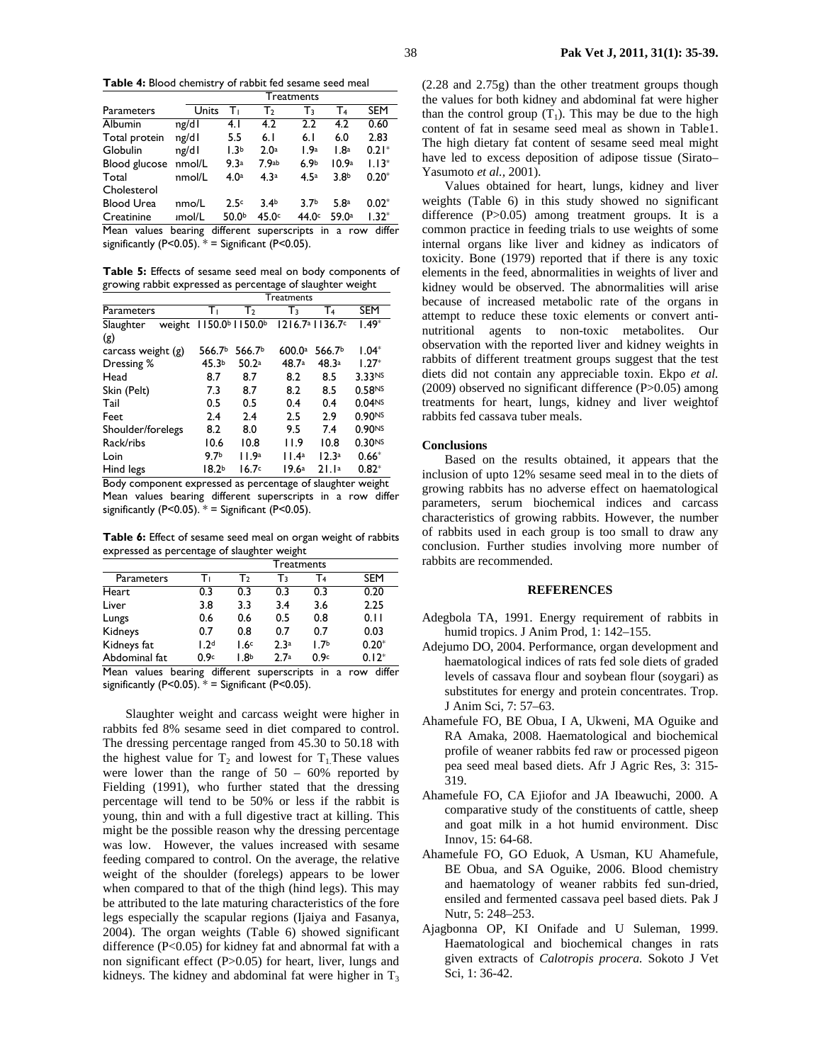**Table 4:** Blood chemistry of rabbit fed sesame seed meal

| | | Treatments | | | | |
|---|---|---|---|---|---|---|
| Parameters | Units | $T_1$ | $T_2$ | $T_3$ | $T_4$ | SEM |
| Albumin | ng/dl | 4.1 | 4.2 | 2.2 | 4.2 | 0.60 |
| Total protein | ng/dl | 5.5 | 6.1 | 6.1 | 6.0 | 2.83 |
| Globulin | ng/dl | $1.3^b$ | $2.0^a$ | $1.9^a$ | $1.8^a$ | $0.21^*$ |
| Blood glucose | nmol/L | $9.3^a$ | $7.9^{ab}$ | $6.9^b$ | $10.9^a$ | $1.13^*$ |
| Total Cholesterol | nmol/L | $4.0^a$ | $4.3^a$ | $4.5^a$ | $3.8^b$ | $0.20^*$ |
| Blood Urea | nmo/L | $2.5^c$ | $3.4^b$ | $3.7^b$ | $5.8^a$ | $0.02^*$ |
| Creatinine | ımol/L | $50.0^b$ | $45.0^c$ | $44.0^c$ | $59.0^a$ | $1.32^*$ |

Mean values bearing different superscripts in a row differ significantly (P<0.05). * = Significant (P<0.05).

**Table 5:** Effects of sesame seed meal on body components of growing rabbit expressed as percentage of slaughter weight

| | Treatments | | | | |
|---|---|---|---|---|---|
| Parameters | $T_1$ | $T_2$ | $T_3$ | $T_4$ | SEM |
| Slaughter weight (g) | $1150.0^b$ | $1150.0^b$ | $1216.7^a$ | $1136.7^c$ | $1.49^*$ |
| carcass weight (g) | $566.7^b$ | $566.7^b$ | $600.0^a$ | $566.7^b$ | $1.04^*$ |
| Dressing % | $45.3^b$ | $50.2^a$ | $48.7^a$ | $48.3^a$ | $1.27^*$ |
| Head | 8.7 | 8.7 | 8.2 | 8.5 | $3.33^{NS}$ |
| Skin (Pelt) | 7.3 | 8.7 | 8.2 | 8.5 | $0.58^{NS}$ |
| Tail | 0.5 | 0.5 | 0.4 | 0.4 | $0.04^{NS}$ |
| Feet | 2.4 | 2.4 | 2.5 | 2.9 | $0.90^{NS}$ |
| Shoulder/forelegs | 8.2 | 8.0 | 9.5 | 7.4 | $0.90^{NS}$ |
| Rack/ribs | 10.6 | 10.8 | 11.9 | 10.8 | $0.30^{NS}$ |
| Loin | $9.7^b$ | $11.9^a$ | $11.4^a$ | $12.3^a$ | $0.66^*$ |
| Hind legs | $18.2^b$ | $16.7^c$ | $19.6^a$ | $21.1^a$ | $0.82^*$ |

Body component expressed as percentage of slaughter weight
Mean values bearing different superscripts in a row differ significantly (P<0.05). * = Significant (P<0.05).

**Table 6:** Effect of sesame seed meal on organ weight of rabbits expressed as percentage of slaughter weight

| | Treatments | | | | |
|---|---|---|---|---|---|
| Parameters | $T_1$ | $T_2$ | $T_3$ | $T_4$ | SEM |
| Heart | 0.3 | 0.3 | 0.3 | 0.3 | 0.20 |
| Liver | 3.8 | 3.3 | 3.4 | 3.6 | 2.25 |
| Lungs | 0.6 | 0.6 | 0.5 | 0.8 | 0.11 |
| Kidneys | 0.7 | 0.8 | 0.7 | 0.7 | 0.03 |
| Kidneys fat | $1.2^d$ | $1.6^c$ | $2.3^a$ | $1.7^b$ | $0.20^*$ |
| Abdominal fat | $0.9^c$ | $1.8^b$ | $2.7^a$ | $0.9^c$ | $0.12^*$ |

Mean values bearing different superscripts in a row differ significantly (P<0.05). * = Significant (P<0.05).

Slaughter weight and carcass weight were higher in rabbits fed 8% sesame seed in diet compared to control. The dressing percentage ranged from 45.30 to 50.18 with the highest value for $T_2$ and lowest for $T_1$. These values were lower than the range of 50 – 60% reported by Fielding (1991), who further stated that the dressing percentage will tend to be 50% or less if the rabbit is young, thin and with a full digestive tract at killing. This might be the possible reason why the dressing percentage was low. However, the values increased with sesame feeding compared to control. On the average, the relative weight of the shoulder (forelegs) appears to be lower when compared to that of the thigh (hind legs). This may be attributed to the late maturing characteristics of the fore legs especially the scapular regions (Ijaiya and Fasanya, 2004). The organ weights (Table 6) showed significant difference (P<0.05) for kidney fat and abnormal fat with a non significant effect (P>0.05) for heart, liver, lungs and kidneys. The kidney and abdominal fat were higher in $T_3$ (2.28 and 2.75g) than the other treatment groups though the values for both kidney and abdominal fat were higher than the control group ($T_1$). This may be due to the high content of fat in sesame seed meal as shown in Table1. The high dietary fat content of sesame seed meal might have led to excess deposition of adipose tissue (Sirato–Yasumoto *et al.,* 2001).

Values obtained for heart, lungs, kidney and liver weights (Table 6) in this study showed no significant difference (P>0.05) among treatment groups. It is a common practice in feeding trials to use weights of some internal organs like liver and kidney as indicators of toxicity. Bone (1979) reported that if there is any toxic elements in the feed, abnormalities in weights of liver and kidney would be observed. The abnormalities will arise because of increased metabolic rate of the organs in attempt to reduce these toxic elements or convert anti-nutritional agents to non-toxic metabolites. Our observation with the reported liver and kidney weights in rabbits of different treatment groups suggest that the test diets did not contain any appreciable toxin. Ekpo *et al.* (2009) observed no significant difference (P>0.05) among treatments for heart, lungs, kidney and liver weightof rabbits fed cassava tuber meals.

## Conclusions

Based on the results obtained, it appears that the inclusion of upto 12% sesame seed meal in to the diets of growing rabbits has no adverse effect on haematological parameters, serum biochemical indices and carcass characteristics of growing rabbits. However, the number of rabbits used in each group is too small to draw any conclusion. Further studies involving more number of rabbits are recommended.

## REFERENCES

Adegbola TA, 1991. Energy requirement of rabbits in humid tropics. J Anim Prod, 1: 142–155.

Adejumo DO, 2004. Performance, organ development and haematological indices of rats fed sole diets of graded levels of cassava flour and soybean flour (soygari) as substitutes for energy and protein concentrates. Trop. J Anim Sci, 7: 57–63.

Ahamefule FO, BE Obua, I A, Ukweni, MA Oguike and RA Amaka, 2008. Haematological and biochemical profile of weaner rabbits fed raw or processed pigeon pea seed meal based diets. Afr J Agric Res, 3: 315-319.

Ahamefule FO, CA Ejiofor and JA Ibeawuchi, 2000. A comparative study of the constituents of cattle, sheep and goat milk in a hot humid environment. Disc Innov, 15: 64-68.

Ahamefule FO, GO Eduok, A Usman, KU Ahamefule, BE Obua, and SA Oguike, 2006. Blood chemistry and haematology of weaner rabbits fed sun-dried, ensiled and fermented cassava peel based diets. Pak J Nutr, 5: 248–253.

Ajagbonna OP, KI Onifade and U Suleman, 1999. Haematological and biochemical changes in rats given extracts of *Calotropis procera.* Sokoto J Vet Sci, 1: 36-42.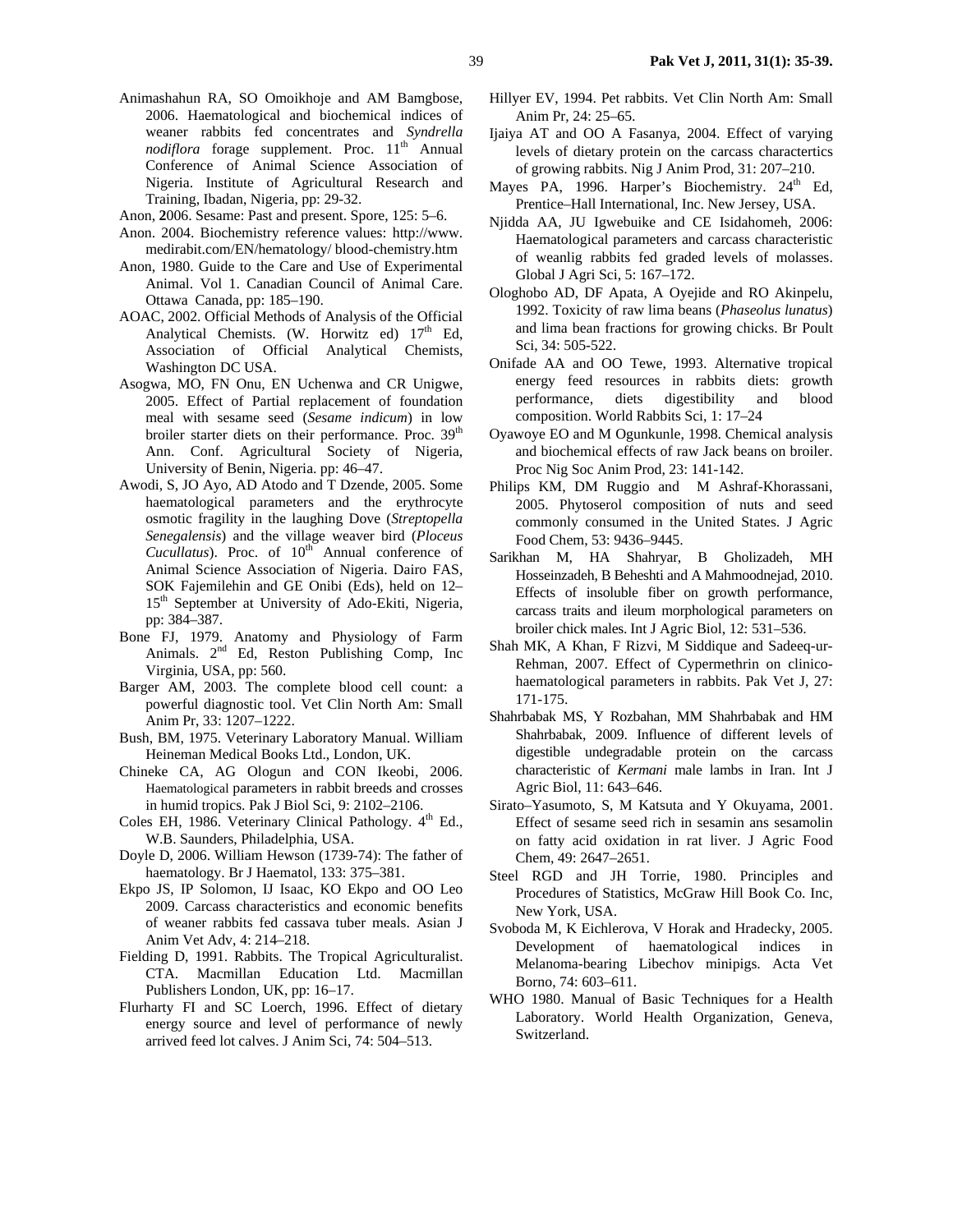Animashahun RA, SO Omoikhoje and AM Bamgbose, 2006. Haematological and biochemical indices of weaner rabbits fed concentrates and *Syndrella nodiflora* forage supplement. Proc. 11th Annual Conference of Animal Science Association of Nigeria. Institute of Agricultural Research and Training, Ibadan, Nigeria, pp: 29-32.

Anon, **2**006. Sesame: Past and present. Spore, 125: 5–6.

Anon. 2004. Biochemistry reference values: http://www.medirabit.com/EN/hematology/ blood-chemistry.htm

Anon, 1980. Guide to the Care and Use of Experimental Animal. Vol 1. Canadian Council of Animal Care. Ottawa Canada, pp: 185–190.

AOAC, 2002. Official Methods of Analysis of the Official Analytical Chemists. (W. Horwitz ed) 17th Ed, Association of Official Analytical Chemists, Washington DC USA.

Asogwa, MO, FN Onu, EN Uchenwa and CR Unigwe, 2005. Effect of Partial replacement of foundation meal with sesame seed (*Sesame indicum*) in low broiler starter diets on their performance. Proc. 39th Ann. Conf. Agricultural Society of Nigeria, University of Benin, Nigeria. pp: 46–47.

Awodi, S, JO Ayo, AD Atodo and T Dzende, 2005. Some haematological parameters and the erythrocyte osmotic fragility in the laughing Dove (*Streptopella Senegalensis*) and the village weaver bird (*Ploceus Cucullatus*). Proc. of 10th Annual conference of Animal Science Association of Nigeria. Dairo FAS, SOK Fajemilehin and GE Onibi (Eds), held on 12–15th September at University of Ado-Ekiti, Nigeria, pp: 384–387.

Bone FJ, 1979. Anatomy and Physiology of Farm Animals. 2nd Ed, Reston Publishing Comp, Inc Virginia, USA, pp: 560.

Barger AM, 2003. The complete blood cell count: a powerful diagnostic tool. Vet Clin North Am: Small Anim Pr, 33: 1207–1222.

Bush, BM, 1975. Veterinary Laboratory Manual. William Heineman Medical Books Ltd., London, UK.

Chineke CA, AG Ologun and CON Ikeobi, 2006. Haematological parameters in rabbit breeds and crosses in humid tropics. Pak J Biol Sci, 9: 2102–2106.

Coles EH, 1986. Veterinary Clinical Pathology. 4th Ed., W.B. Saunders, Philadelphia, USA.

Doyle D, 2006. William Hewson (1739-74): The father of haematology. Br J Haematol, 133: 375–381.

Ekpo JS, IP Solomon, IJ Isaac, KO Ekpo and OO Leo 2009. Carcass characteristics and economic benefits of weaner rabbits fed cassava tuber meals. Asian J Anim Vet Adv, 4: 214–218.

Fielding D, 1991. Rabbits. The Tropical Agriculturalist. CTA. Macmillan Education Ltd. Macmillan Publishers London, UK, pp: 16–17.

Flurharty FI and SC Loerch, 1996. Effect of dietary energy source and level of performance of newly arrived feed lot calves. J Anim Sci, 74: 504–513.

Hillyer EV, 1994. Pet rabbits. Vet Clin North Am: Small Anim Pr, 24: 25–65.

Ijaiya AT and OO A Fasanya, 2004. Effect of varying levels of dietary protein on the carcass charactertics of growing rabbits. Nig J Anim Prod, 31: 207–210.

Mayes PA, 1996. Harper's Biochemistry. 24th Ed, Prentice–Hall International, Inc. New Jersey, USA.

Njidda AA, JU Igwebuike and CE Isidahomeh, 2006: Haematological parameters and carcass characteristic of weanlig rabbits fed graded levels of molasses. Global J Agri Sci, 5: 167–172.

Ologhobo AD, DF Apata, A Oyejide and RO Akinpelu, 1992. Toxicity of raw lima beans (*Phaseolus lunatus*) and lima bean fractions for growing chicks. Br Poult Sci, 34: 505-522.

Onifade AA and OO Tewe, 1993. Alternative tropical energy feed resources in rabbits diets: growth performance, diets digestibility and blood composition. World Rabbits Sci, 1: 17–24

Oyawoye EO and M Ogunkunle, 1998. Chemical analysis and biochemical effects of raw Jack beans on broiler. Proc Nig Soc Anim Prod, 23: 141-142.

Philips KM, DM Ruggio and M Ashraf-Khorassani, 2005. Phytoserol composition of nuts and seed commonly consumed in the United States. J Agric Food Chem, 53: 9436–9445.

Sarikhan M, HA Shahryar, B Gholizadeh, MH Hosseinzadeh, B Beheshti and A Mahmoodnejad, 2010. Effects of insoluble fiber on growth performance, carcass traits and ileum morphological parameters on broiler chick males. Int J Agric Biol, 12: 531–536.

Shah MK, A Khan, F Rizvi, M Siddique and Sadeeq-ur-Rehman, 2007. Effect of Cypermethrin on clinico-haematological parameters in rabbits. Pak Vet J, 27: 171-175.

Shahrbabak MS, Y Rozbahan, MM Shahrbabak and HM Shahrbabak, 2009. Influence of different levels of digestible undegradable protein on the carcass characteristic of *Kermani* male lambs in Iran. Int J Agric Biol, 11: 643–646.

Sirato–Yasumoto, S, M Katsuta and Y Okuyama, 2001. Effect of sesame seed rich in sesamin ans sesamolin on fatty acid oxidation in rat liver. J Agric Food Chem, 49: 2647–2651.

Steel RGD and JH Torrie, 1980. Principles and Procedures of Statistics, McGraw Hill Book Co. Inc, New York, USA.

Svoboda M, K Eichlerova, V Horak and Hradecky, 2005. Development of haematological indices in Melanoma-bearing Libechov minipigs. Acta Vet Borno, 74: 603–611.

WHO 1980. Manual of Basic Techniques for a Health Laboratory. World Health Organization, Geneva, Switzerland.